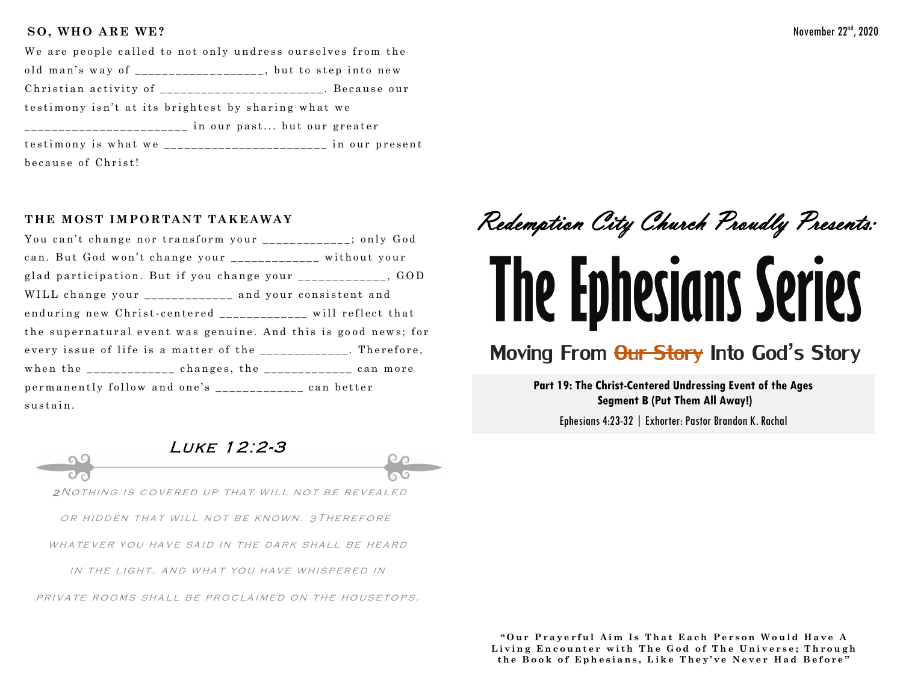## SO, WHO ARE WE?

We are people called to not only undress ourselves from the old man's way of ___________________, but to step into new Christian activity of ________________________. Because our testimony isn't at its brightest by sharing what we ________________________ in our past... but our greater testimony is what we ________________________ in our present because of Christ!

## THE MOST IMPORTANT TAKEAWAY

You can't change nor transform your _____________; only God can. But God won't change your _____________ without your glad participation. But if you change your _____________, GOD WILL change your _____________ and your consistent and enduring new Christ-centered _____________ will reflect that the supernatural event was genuine. And this is good news; for every issue of life is a matter of the _____________. Therefore, when the _____________ changes, the _____________ can more permanently follow and one's _____________ can better sustain.

### *Luke 12:2-3*

*2Nothing is covered up that will not be revealed or hidden that will not be known. 3Therefore whatever you have said in the dark shall be heard in the light, and what you have whispered in private rooms shall be proclaimed on the housetops.*

November 22nd, 2020

*Redemption City Church Proudly Presents:*

# The Ephesians Series

## Moving From ~~Our Story~~ Into God's Story

**Part 19: The Christ-Centered Undressing Event of the Ages**
**Segment B (Put Them All Away!)**

Ephesians 4:23-32 | Exhorter: Pastor Brandon K. Rachal

**"Our Prayerful Aim Is That Each Person Would Have A Living Encounter with The God of The Universe; Through the Book of Ephesians, Like They've Never Had Before"**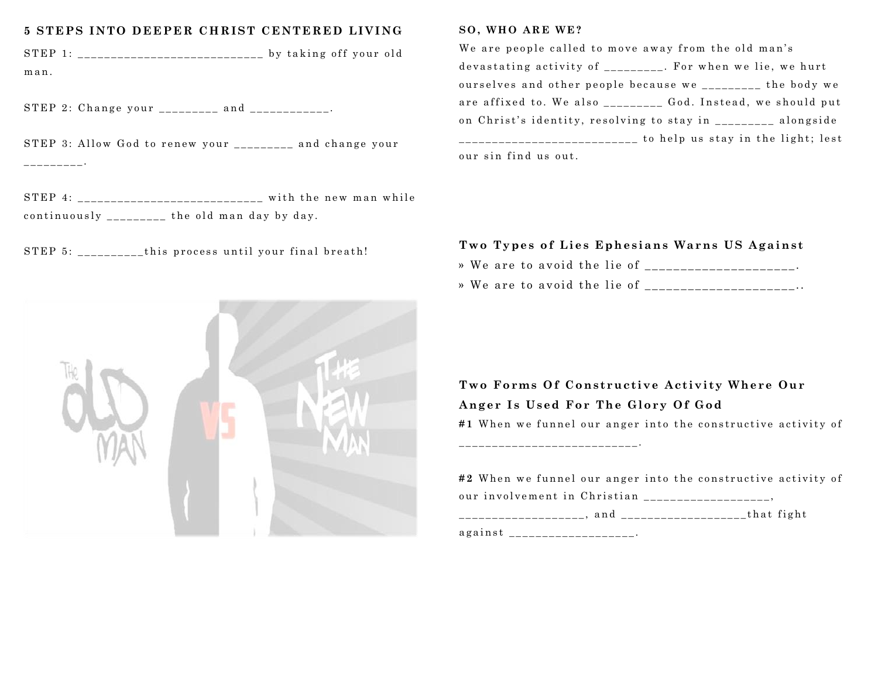## 5 STEPS INTO DEEPER CHRIST CENTERED LIVING

STEP 1: ____________________________ by taking off your old man.

STEP 2: Change your _________ and ____________.

STEP 3: Allow God to renew your _________ and change your _________.

STEP 4: ___________________________ with the new man while continuously _________ the old man day by day.

STEP 5: __________this process until your final breath!

## SO, WHO ARE WE?

We are people called to move away from the old man's devastating activity of _________. For when we lie, we hurt ourselves and other people because we _________ the body we are affixed to. We also _________ God. Instead, we should put on Christ's identity, resolving to stay in _________ alongside ___________________________ to help us stay in the light; lest our sin find us out.

## Two Types of Lies Ephesians Warns US Against

» We are to avoid the lie of ______________________.

» We are to avoid the lie of ______________________..

## Two Forms Of Constructive Activity Where Our Anger Is Used For The Glory Of God

**#1** When we funnel our anger into the constructive activity of ___________________________.

**#2** When we funnel our anger into the constructive activity of our involvement in Christian ___________________, ___________________, and ___________________that fight against ___________________.